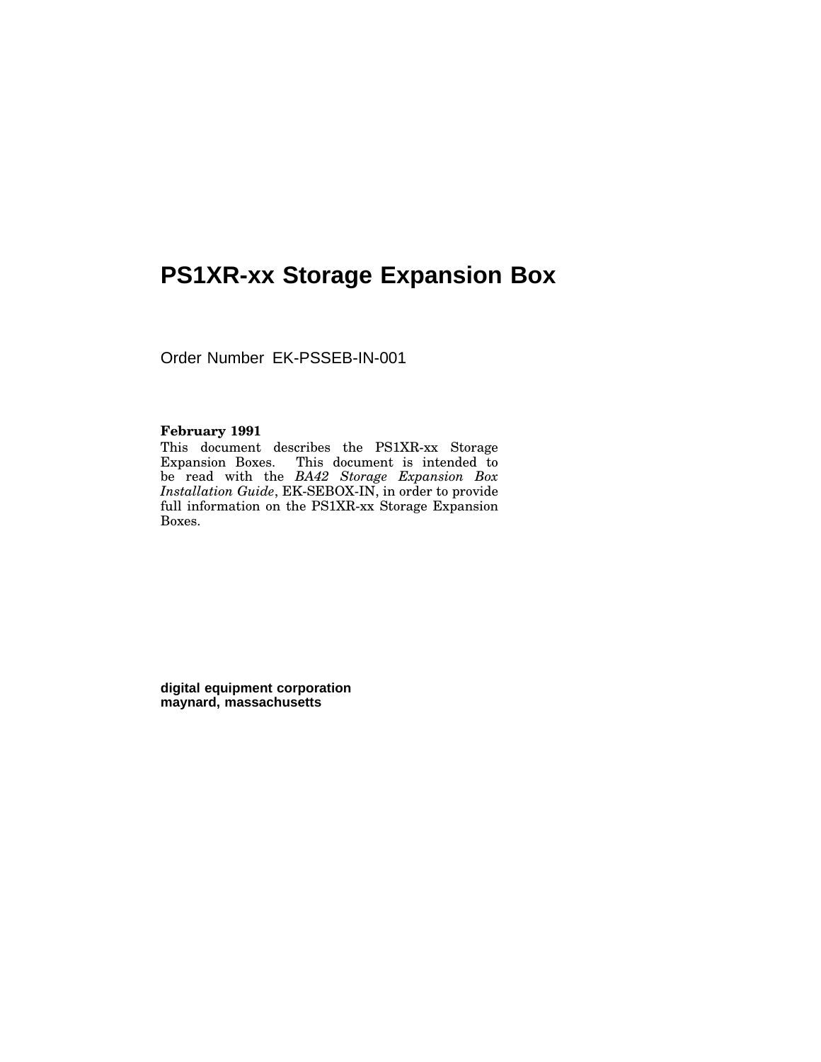# PS1XR-xx Storage Expansion Box

Order Number EK-PSSEB-IN-001

**February 1991**

This document describes the PS1XR-xx Storage Expansion Boxes. This document is intended to be read with the *BA42 Storage Expansion Box Installation Guide*, EK-SEBOX-IN, in order to provide full information on the PS1XR-xx Storage Expansion Boxes.

**digital equipment corporation**
**maynard, massachusetts**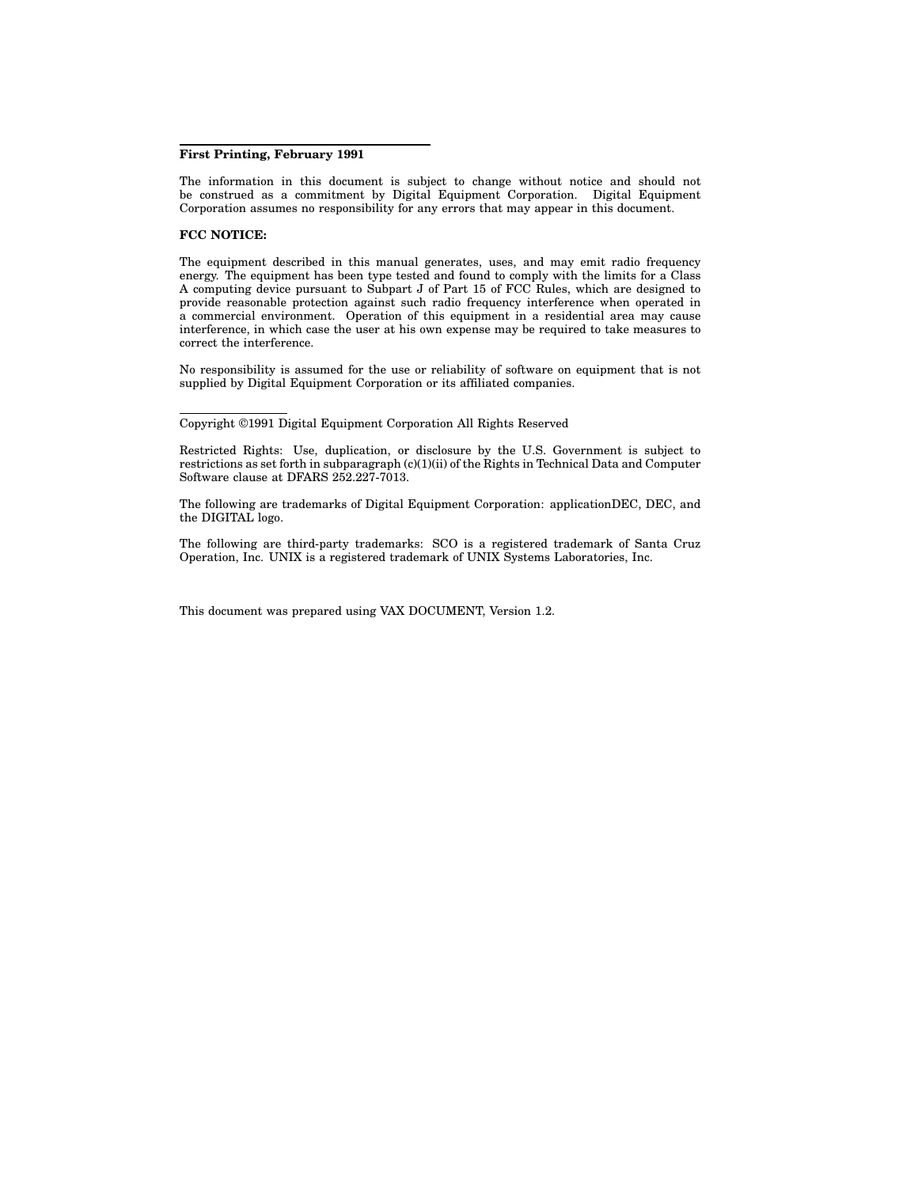**First Printing, February 1991**

The information in this document is subject to change without notice and should not be construed as a commitment by Digital Equipment Corporation. Digital Equipment Corporation assumes no responsibility for any errors that may appear in this document.

**FCC NOTICE:**

The equipment described in this manual generates, uses, and may emit radio frequency energy. The equipment has been type tested and found to comply with the limits for a Class A computing device pursuant to Subpart J of Part 15 of FCC Rules, which are designed to provide reasonable protection against such radio frequency interference when operated in a commercial environment. Operation of this equipment in a residential area may cause interference, in which case the user at his own expense may be required to take measures to correct the interference.

No responsibility is assumed for the use or reliability of software on equipment that is not supplied by Digital Equipment Corporation or its affiliated companies.

---

Copyright ©1991 Digital Equipment Corporation All Rights Reserved

Restricted Rights: Use, duplication, or disclosure by the U.S. Government is subject to restrictions as set forth in subparagraph (c)(1)(ii) of the Rights in Technical Data and Computer Software clause at DFARS 252.227-7013.

The following are trademarks of Digital Equipment Corporation: applicationDEC, DEC, and the DIGITAL logo.

The following are third-party trademarks: SCO is a registered trademark of Santa Cruz Operation, Inc. UNIX is a registered trademark of UNIX Systems Laboratories, Inc.

This document was prepared using VAX DOCUMENT, Version 1.2.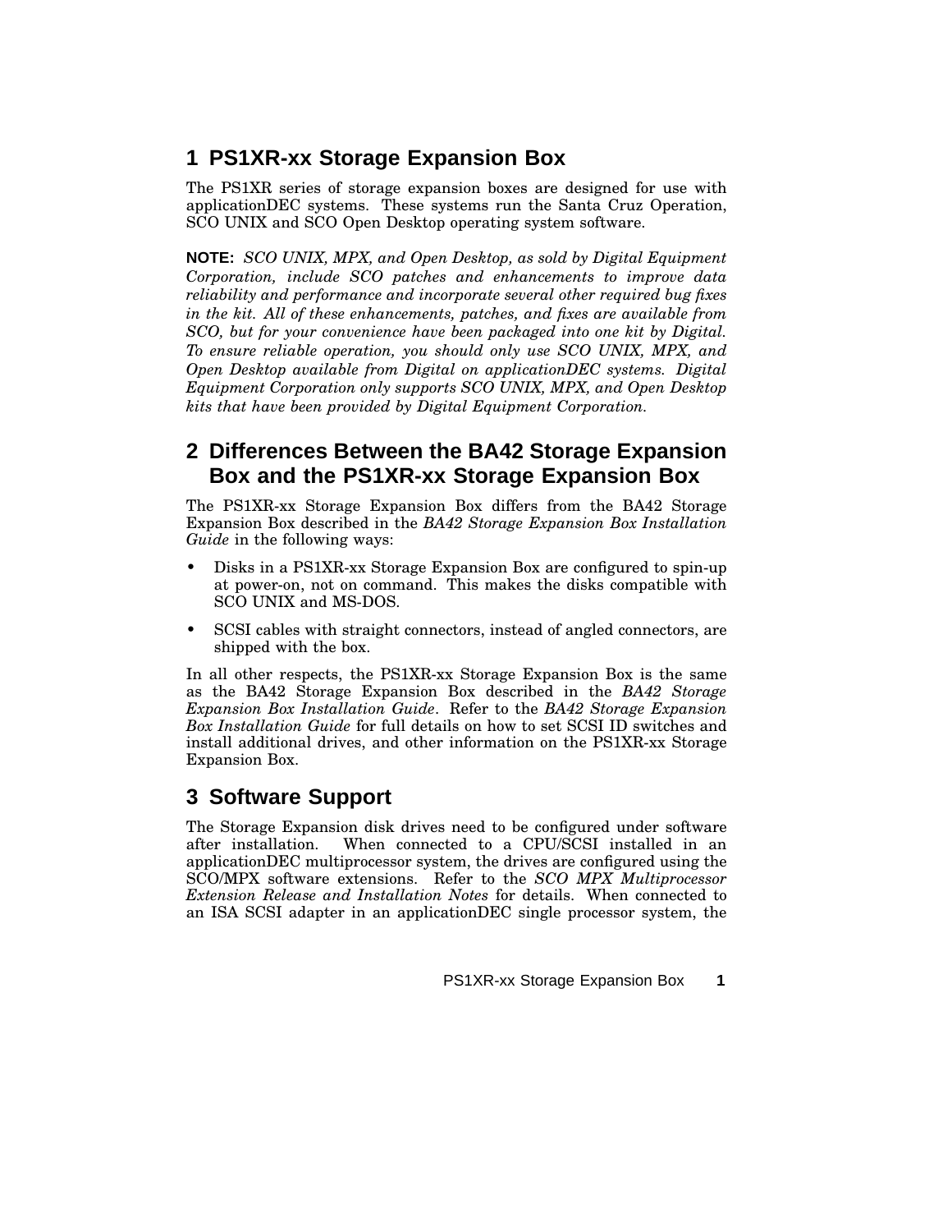## 1 PS1XR-xx Storage Expansion Box

The PS1XR series of storage expansion boxes are designed for use with applicationDEC systems. These systems run the Santa Cruz Operation, SCO UNIX and SCO Open Desktop operating system software.

**NOTE:** *SCO UNIX, MPX, and Open Desktop, as sold by Digital Equipment Corporation, include SCO patches and enhancements to improve data reliability and performance and incorporate several other required bug fixes in the kit. All of these enhancements, patches, and fixes are available from SCO, but for your convenience have been packaged into one kit by Digital. To ensure reliable operation, you should only use SCO UNIX, MPX, and Open Desktop available from Digital on applicationDEC systems. Digital Equipment Corporation only supports SCO UNIX, MPX, and Open Desktop kits that have been provided by Digital Equipment Corporation.*

## 2 Differences Between the BA42 Storage Expansion Box and the PS1XR-xx Storage Expansion Box

The PS1XR-xx Storage Expansion Box differs from the BA42 Storage Expansion Box described in the *BA42 Storage Expansion Box Installation Guide* in the following ways:

- Disks in a PS1XR-xx Storage Expansion Box are configured to spin-up at power-on, not on command. This makes the disks compatible with SCO UNIX and MS-DOS.
- SCSI cables with straight connectors, instead of angled connectors, are shipped with the box.

In all other respects, the PS1XR-xx Storage Expansion Box is the same as the BA42 Storage Expansion Box described in the *BA42 Storage Expansion Box Installation Guide*. Refer to the *BA42 Storage Expansion Box Installation Guide* for full details on how to set SCSI ID switches and install additional drives, and other information on the PS1XR-xx Storage Expansion Box.

## 3 Software Support

The Storage Expansion disk drives need to be configured under software after installation. When connected to a CPU/SCSI installed in an applicationDEC multiprocessor system, the drives are configured using the SCO/MPX software extensions. Refer to the *SCO MPX Multiprocessor Extension Release and Installation Notes* for details. When connected to an ISA SCSI adapter in an applicationDEC single processor system, the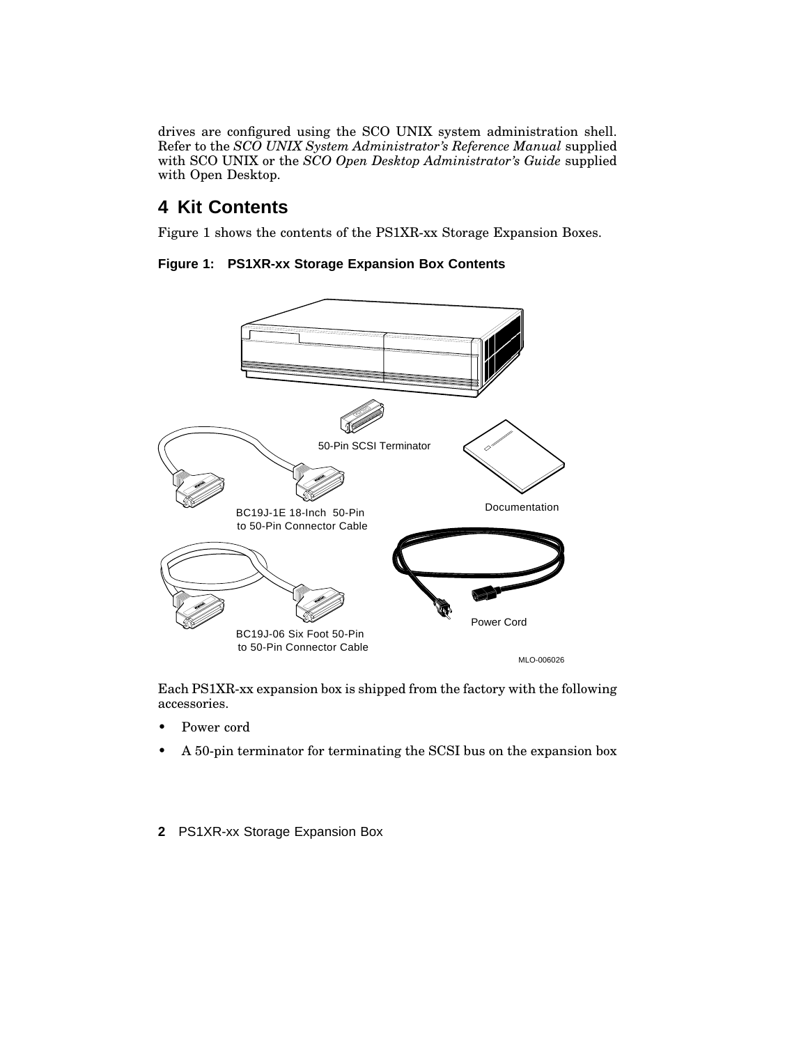drives are configured using the SCO UNIX system administration shell. Refer to the *SCO UNIX System Administrator's Reference Manual* supplied with SCO UNIX or the *SCO Open Desktop Administrator's Guide* supplied with Open Desktop.

## 4 Kit Contents

Figure 1 shows the contents of the PS1XR-xx Storage Expansion Boxes.

**Figure 1: PS1XR-xx Storage Expansion Box Contents**

Each PS1XR-xx expansion box is shipped from the factory with the following accessories.

- Power cord
- A 50-pin terminator for terminating the SCSI bus on the expansion box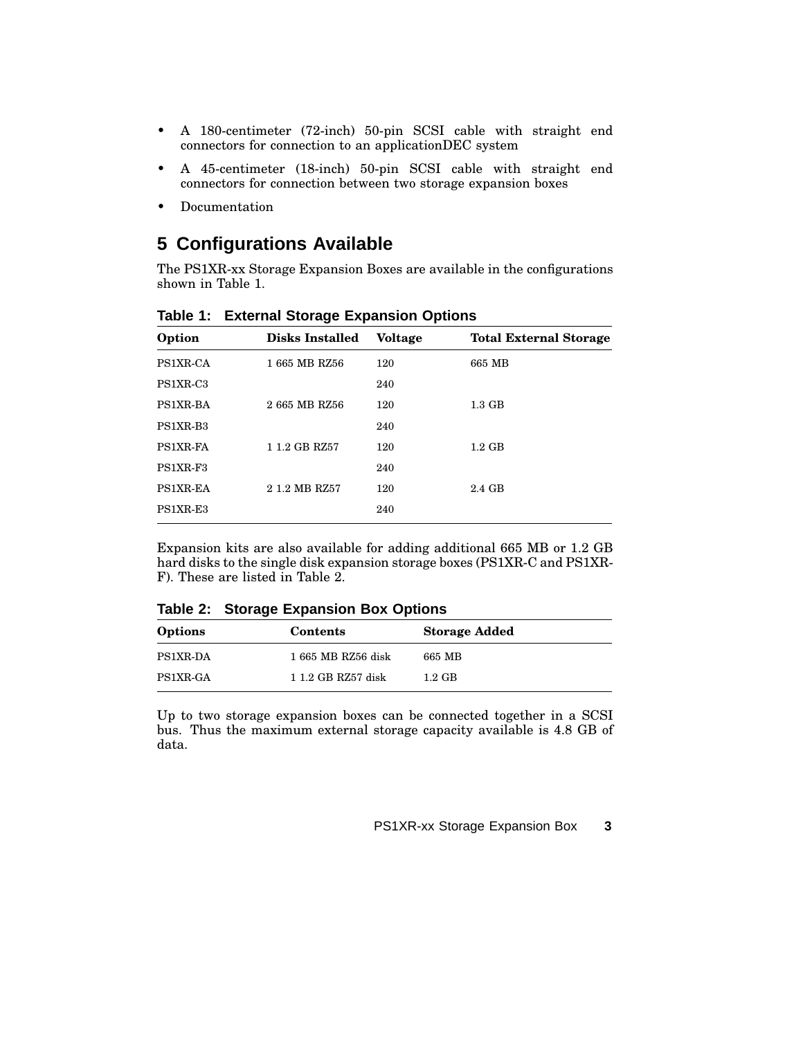- A 180-centimeter (72-inch) 50-pin SCSI cable with straight end connectors for connection to an applicationDEC system
- A 45-centimeter (18-inch) 50-pin SCSI cable with straight end connectors for connection between two storage expansion boxes
- Documentation

## 5 Configurations Available

The PS1XR-xx Storage Expansion Boxes are available in the configurations shown in Table 1.

**Table 1: External Storage Expansion Options**

| Option | Disks Installed | Voltage | Total External Storage |
|---|---|---|---|
| PS1XR-CA | 1 665 MB RZ56 | 120 | 665 MB |
| PS1XR-C3 | | 240 | |
| PS1XR-BA | 2 665 MB RZ56 | 120 | 1.3 GB |
| PS1XR-B3 | | 240 | |
| PS1XR-FA | 1 1.2 GB RZ57 | 120 | 1.2 GB |
| PS1XR-F3 | | 240 | |
| PS1XR-EA | 2 1.2 MB RZ57 | 120 | 2.4 GB |
| PS1XR-E3 | | 240 | |

Expansion kits are also available for adding additional 665 MB or 1.2 GB hard disks to the single disk expansion storage boxes (PS1XR-C and PS1XR-F). These are listed in Table 2.

**Table 2: Storage Expansion Box Options**

| Options | Contents | Storage Added |
|---|---|---|
| PS1XR-DA | 1 665 MB RZ56 disk | 665 MB |
| PS1XR-GA | 1 1.2 GB RZ57 disk | 1.2 GB |

Up to two storage expansion boxes can be connected together in a SCSI bus. Thus the maximum external storage capacity available is 4.8 GB of data.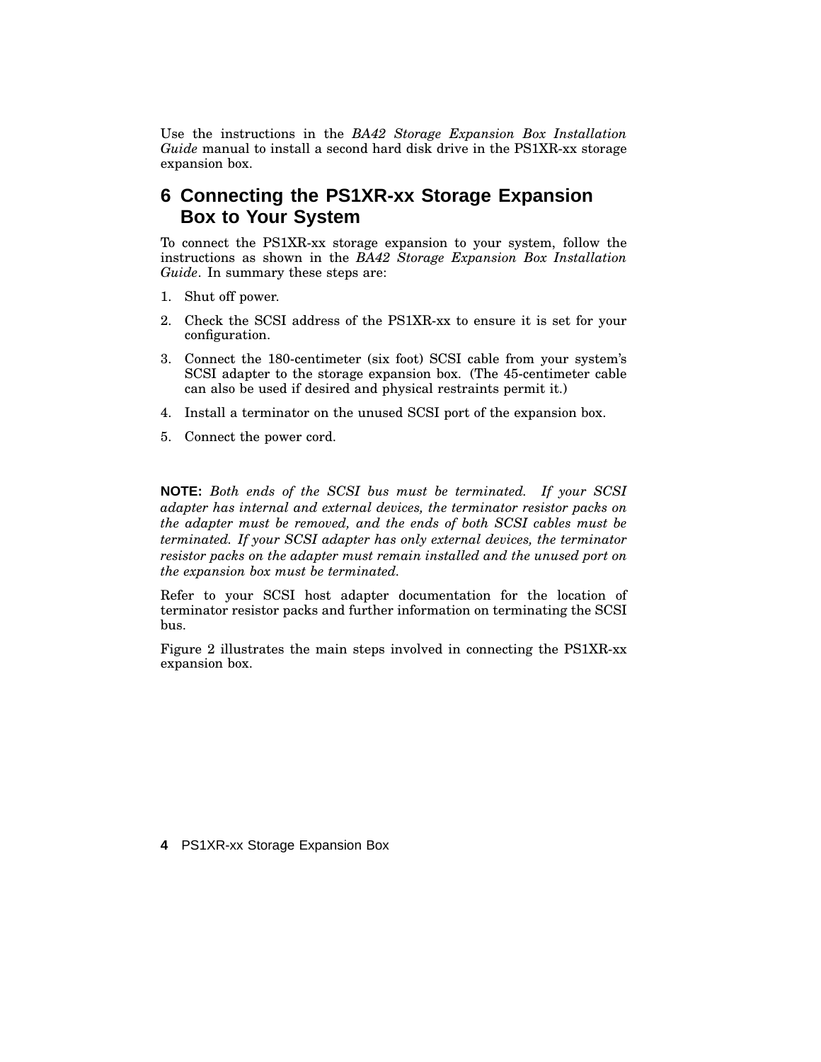Use the instructions in the *BA42 Storage Expansion Box Installation Guide* manual to install a second hard disk drive in the PS1XR-xx storage expansion box.

## 6 Connecting the PS1XR-xx Storage Expansion Box to Your System

To connect the PS1XR-xx storage expansion to your system, follow the instructions as shown in the *BA42 Storage Expansion Box Installation Guide*. In summary these steps are:

1. Shut off power.
2. Check the SCSI address of the PS1XR-xx to ensure it is set for your configuration.
3. Connect the 180-centimeter (six foot) SCSI cable from your system's SCSI adapter to the storage expansion box. (The 45-centimeter cable can also be used if desired and physical restraints permit it.)
4. Install a terminator on the unused SCSI port of the expansion box.
5. Connect the power cord.

**NOTE:** *Both ends of the SCSI bus must be terminated. If your SCSI adapter has internal and external devices, the terminator resistor packs on the adapter must be removed, and the ends of both SCSI cables must be terminated. If your SCSI adapter has only external devices, the terminator resistor packs on the adapter must remain installed and the unused port on the expansion box must be terminated.*

Refer to your SCSI host adapter documentation for the location of terminator resistor packs and further information on terminating the SCSI bus.

Figure 2 illustrates the main steps involved in connecting the PS1XR-xx expansion box.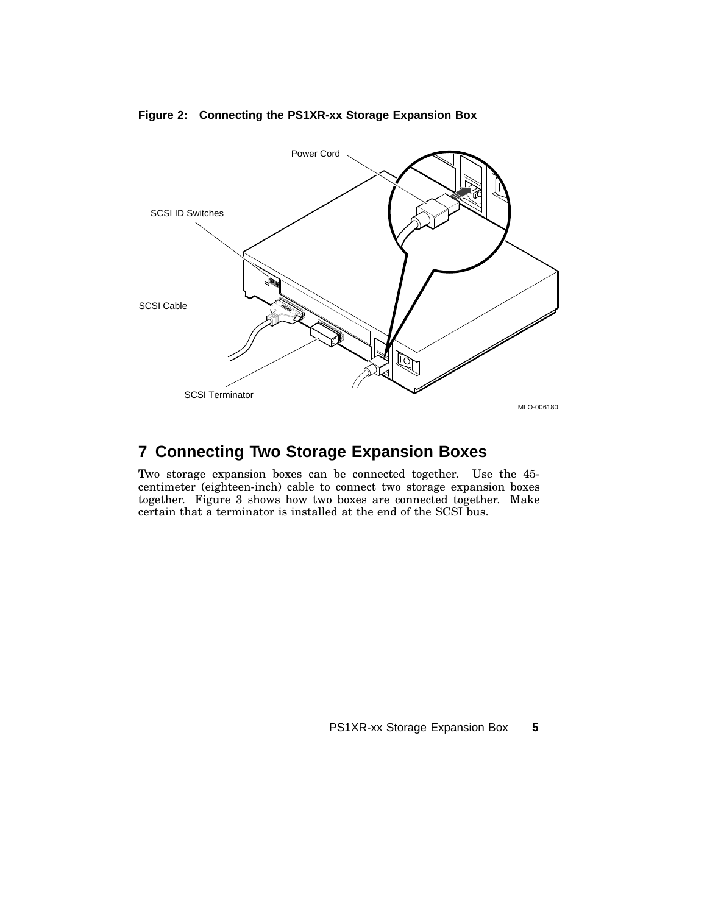**Figure 2: Connecting the PS1XR-xx Storage Expansion Box**

## 7 Connecting Two Storage Expansion Boxes

Two storage expansion boxes can be connected together. Use the 45-centimeter (eighteen-inch) cable to connect two storage expansion boxes together. Figure 3 shows how two boxes are connected together. Make certain that a terminator is installed at the end of the SCSI bus.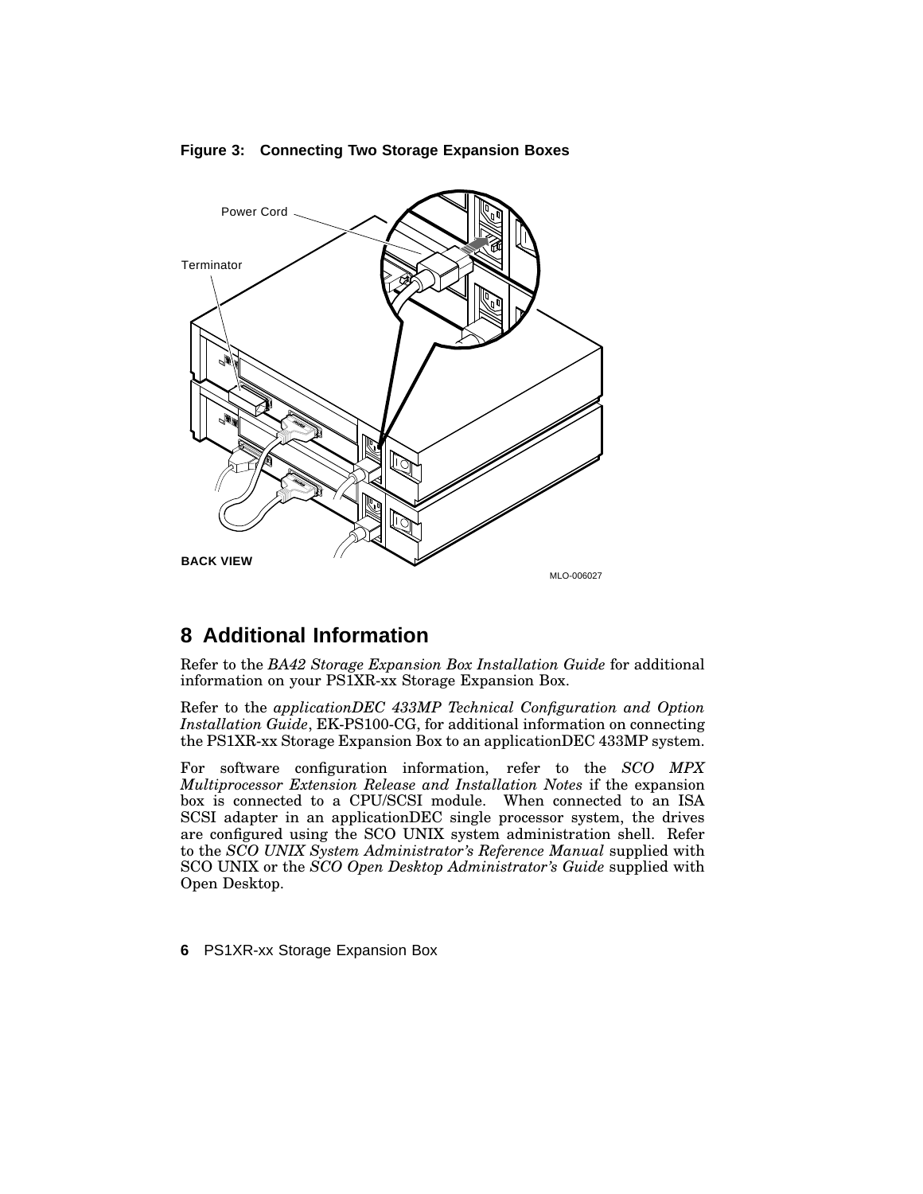**Figure 3: Connecting Two Storage Expansion Boxes**

Power Cord

Terminator

BACK VIEW

MLO-006027

## 8 Additional Information

Refer to the *BA42 Storage Expansion Box Installation Guide* for additional information on your PS1XR-xx Storage Expansion Box.

Refer to the *applicationDEC 433MP Technical Configuration and Option Installation Guide*, EK-PS100-CG, for additional information on connecting the PS1XR-xx Storage Expansion Box to an applicationDEC 433MP system.

For software configuration information, refer to the *SCO MPX Multiprocessor Extension Release and Installation Notes* if the expansion box is connected to a CPU/SCSI module. When connected to an ISA SCSI adapter in an applicationDEC single processor system, the drives are configured using the SCO UNIX system administration shell. Refer to the *SCO UNIX System Administrator's Reference Manual* supplied with SCO UNIX or the *SCO Open Desktop Administrator's Guide* supplied with Open Desktop.